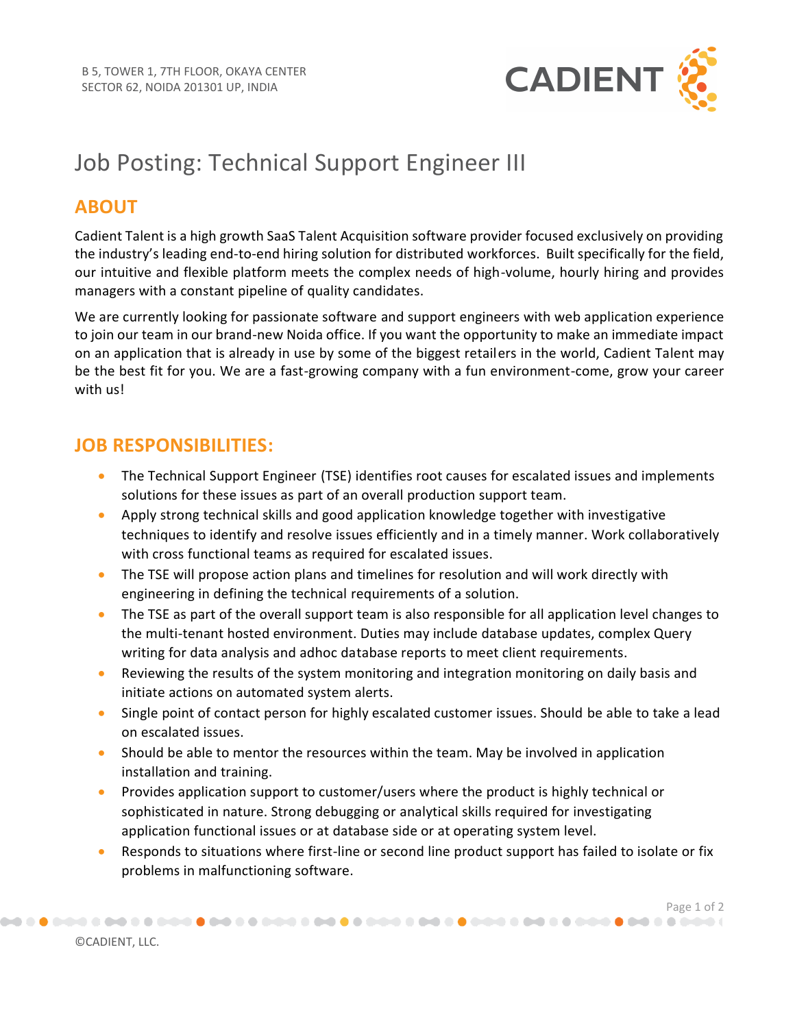B 5, TOWER 1, 7TH FLOOR, OKAYA CENTER
SECTOR 62, NOIDA 201301 UP, INDIA

# Job Posting: Technical Support Engineer III

## ABOUT

Cadient Talent is a high growth SaaS Talent Acquisition software provider focused exclusively on providing the industry's leading end-to-end hiring solution for distributed workforces. Built specifically for the field, our intuitive and flexible platform meets the complex needs of high-volume, hourly hiring and provides managers with a constant pipeline of quality candidates.

We are currently looking for passionate software and support engineers with web application experience to join our team in our brand-new Noida office. If you want the opportunity to make an immediate impact on an application that is already in use by some of the biggest retailers in the world, Cadient Talent may be the best fit for you. We are a fast-growing company with a fun environment-come, grow your career with us!

## JOB RESPONSIBILITIES:

- The Technical Support Engineer (TSE) identifies root causes for escalated issues and implements solutions for these issues as part of an overall production support team.
- Apply strong technical skills and good application knowledge together with investigative techniques to identify and resolve issues efficiently and in a timely manner. Work collaboratively with cross functional teams as required for escalated issues.
- The TSE will propose action plans and timelines for resolution and will work directly with engineering in defining the technical requirements of a solution.
- The TSE as part of the overall support team is also responsible for all application level changes to the multi-tenant hosted environment. Duties may include database updates, complex Query writing for data analysis and adhoc database reports to meet client requirements.
- Reviewing the results of the system monitoring and integration monitoring on daily basis and initiate actions on automated system alerts.
- Single point of contact person for highly escalated customer issues. Should be able to take a lead on escalated issues.
- Should be able to mentor the resources within the team. May be involved in application installation and training.
- Provides application support to customer/users where the product is highly technical or sophisticated in nature. Strong debugging or analytical skills required for investigating application functional issues or at database side or at operating system level.
- Responds to situations where first-line or second line product support has failed to isolate or fix problems in malfunctioning software.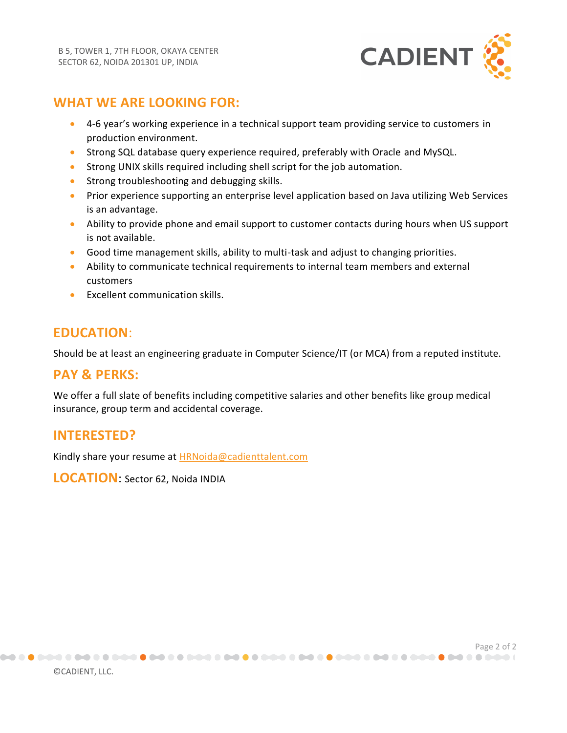B 5, TOWER 1, 7TH FLOOR, OKAYA CENTER
SECTOR 62, NOIDA 201301 UP, INDIA

CADIENT

## WHAT WE ARE LOOKING FOR:

- 4-6 year's working experience in a technical support team providing service to customers in production environment.
- Strong SQL database query experience required, preferably with Oracle and MySQL.
- Strong UNIX skills required including shell script for the job automation.
- Strong troubleshooting and debugging skills.
- Prior experience supporting an enterprise level application based on Java utilizing Web Services is an advantage.
- Ability to provide phone and email support to customer contacts during hours when US support is not available.
- Good time management skills, ability to multi-task and adjust to changing priorities.
- Ability to communicate technical requirements to internal team members and external customers
- Excellent communication skills.

## EDUCATION:

Should be at least an engineering graduate in Computer Science/IT (or MCA) from a reputed institute.

## PAY & PERKS:

We offer a full slate of benefits including competitive salaries and other benefits like group medical insurance, group term and accidental coverage.

## INTERESTED?

Kindly share your resume at HRNoida@cadienttalent.com

**LOCATION**: Sector 62, Noida INDIA

©CADIENT, LLC.